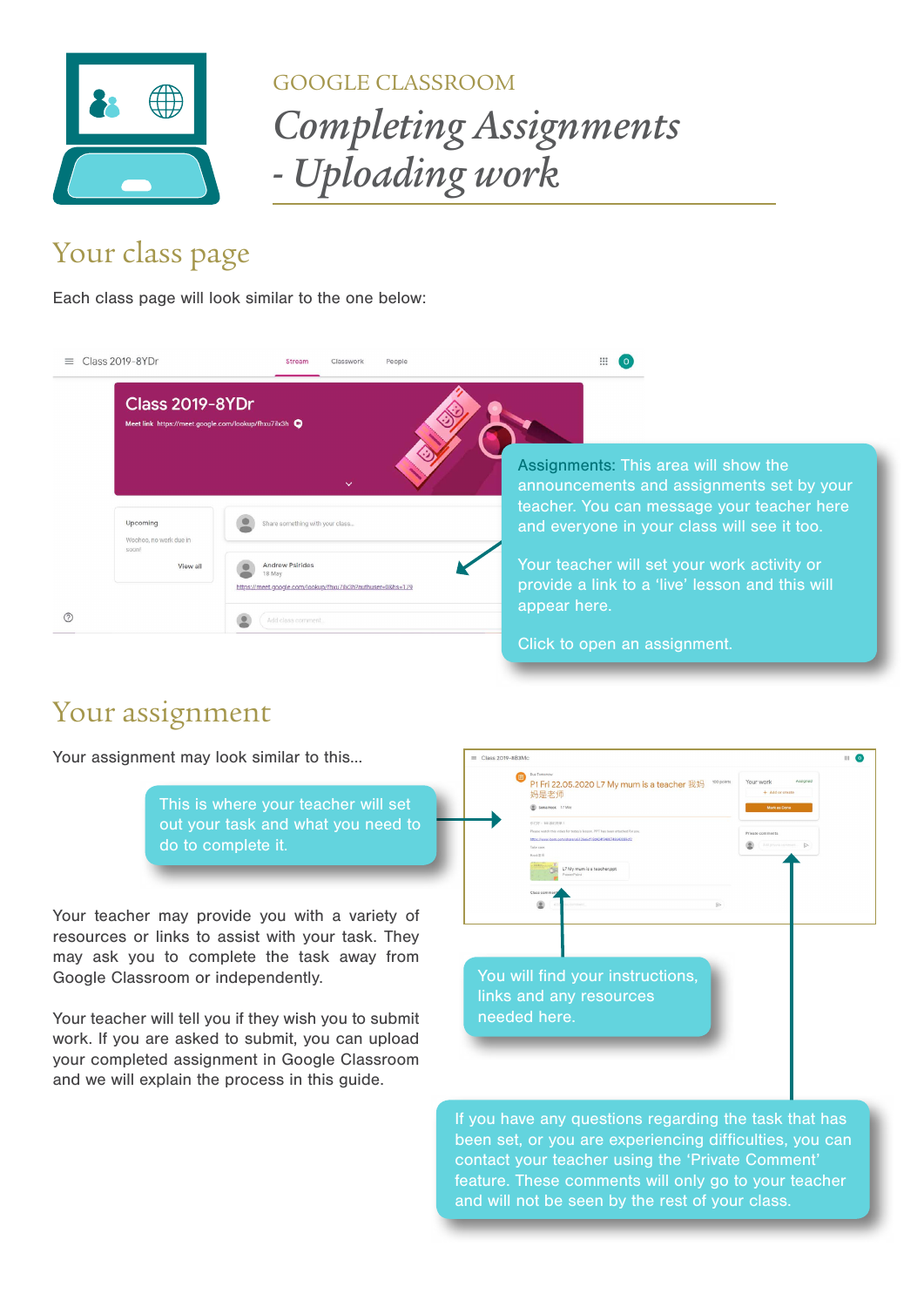GOOGLE CLASSROOM

# *Completing Assignments - Uploading work*

## Your class page

Each class page will look similar to the one below:

**Assignments:** This area will show the announcements and assignments set by your teacher. You can message your teacher here and everyone in your class will see it too.

Your teacher will set your work activity or provide a link to a 'live' lesson and this will appear here.

Click to open an assignment.

## Your assignment

Your assignment may look similar to this...

This is where your teacher will set out your task and what you need to do to complete it.

Your teacher may provide you with a variety of resources or links to assist with your task. They may ask you to complete the task away from Google Classroom or independently.

Your teacher will tell you if they wish you to submit work. If you are asked to submit, you can upload your completed assignment in Google Classroom and we will explain the process in this guide.

You will find your instructions, links and any resources needed here.

If you have any questions regarding the task that has been set, or you are experiencing difficulties, you can contact your teacher using the 'Private Comment' feature. These comments will only go to your teacher and will not be seen by the rest of your class.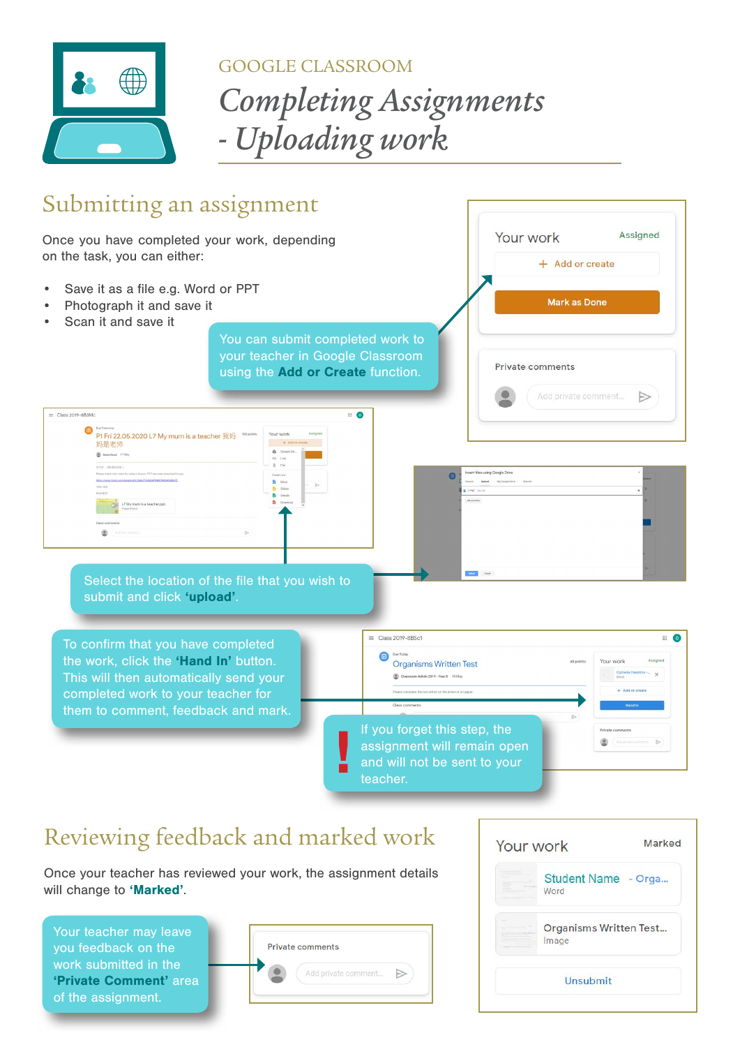GOOGLE CLASSROOM

# *Completing Assignments - Uploading work*

## Submitting an assignment

Once you have completed your work, depending on the task, you can either:

- Save it as a file e.g. Word or PPT
- Photograph it and save it
- Scan it and save it

You can submit completed work to your teacher in Google Classroom using the **Add or Create** function.

Your work — Assigned

+ Add or create

Mark as Done

Private comments

Add private comment...

Select the location of the file that you wish to submit and click **'upload'**.

To confirm that you have completed the work, click the **'Hand In'** button. This will then automatically send your completed work to your teacher for them to comment, feedback and mark.

If you forget this step, the assignment will remain open and will not be sent to your teacher.

## Reviewing feedback and marked work

Once your teacher has reviewed your work, the assignment details will change to **'Marked'**.

Your teacher may leave you feedback on the work submitted in the **'Private Comment'** area of the assignment.

Private comments

Add private comment...

Your work — Marked

Student Name - Orga...
Word

Organisms Written Test...
Image

Unsubmit